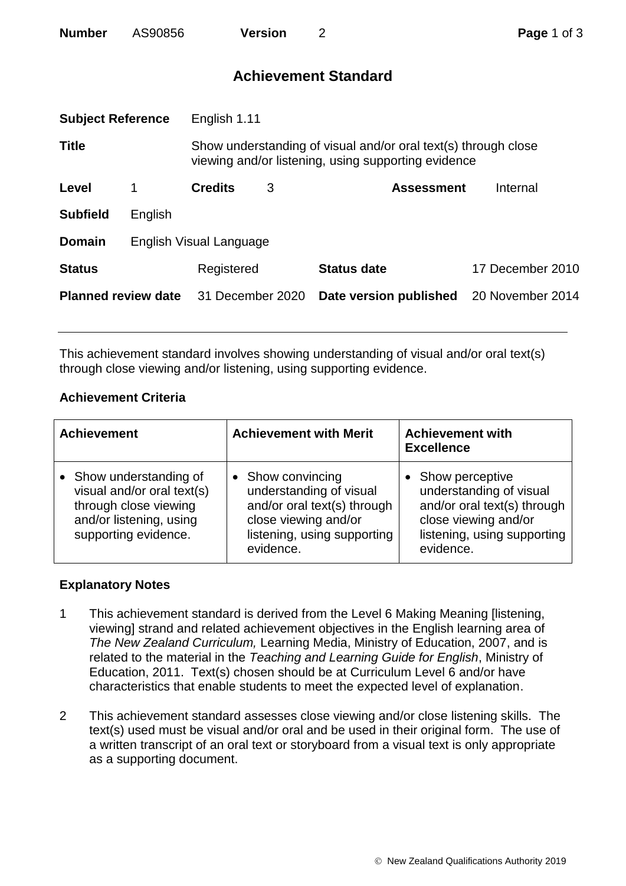**Number** AS90856 **Version** 2

# Achievement Standard

| | | | | | |
|---|---|---|---|---|---|
| **Subject Reference** | English 1.11 | | | | |
| **Title** | Show understanding of visual and/or oral text(s) through close viewing and/or listening, using supporting evidence | | | | |
| **Level** | 1 | **Credits** | 3 | **Assessment** | Internal |
| **Subfield** | English | | | | |
| **Domain** | English Visual Language | | | | |
| **Status** | Registered | **Status date** | 17 December 2010 | | |
| **Planned review date** | 31 December 2020 | **Date version published** | 20 November 2014 | | |

This achievement standard involves showing understanding of visual and/or oral text(s) through close viewing and/or listening, using supporting evidence.

**Achievement Criteria**

| Achievement | Achievement with Merit | Achievement with Excellence |
|---|---|---|
| • Show understanding of visual and/or oral text(s) through close viewing and/or listening, using supporting evidence. | • Show convincing understanding of visual and/or oral text(s) through close viewing and/or listening, using supporting evidence. | • Show perceptive understanding of visual and/or oral text(s) through close viewing and/or listening, using supporting evidence. |

**Explanatory Notes**

1. This achievement standard is derived from the Level 6 Making Meaning [listening, viewing] strand and related achievement objectives in the English learning area of *The New Zealand Curriculum,* Learning Media, Ministry of Education, 2007, and is related to the material in the *Teaching and Learning Guide for English*, Ministry of Education, 2011. Text(s) chosen should be at Curriculum Level 6 and/or have characteristics that enable students to meet the expected level of explanation.

2. This achievement standard assesses close viewing and/or close listening skills. The text(s) used must be visual and/or oral and be used in their original form. The use of a written transcript of an oral text or storyboard from a visual text is only appropriate as a supporting document.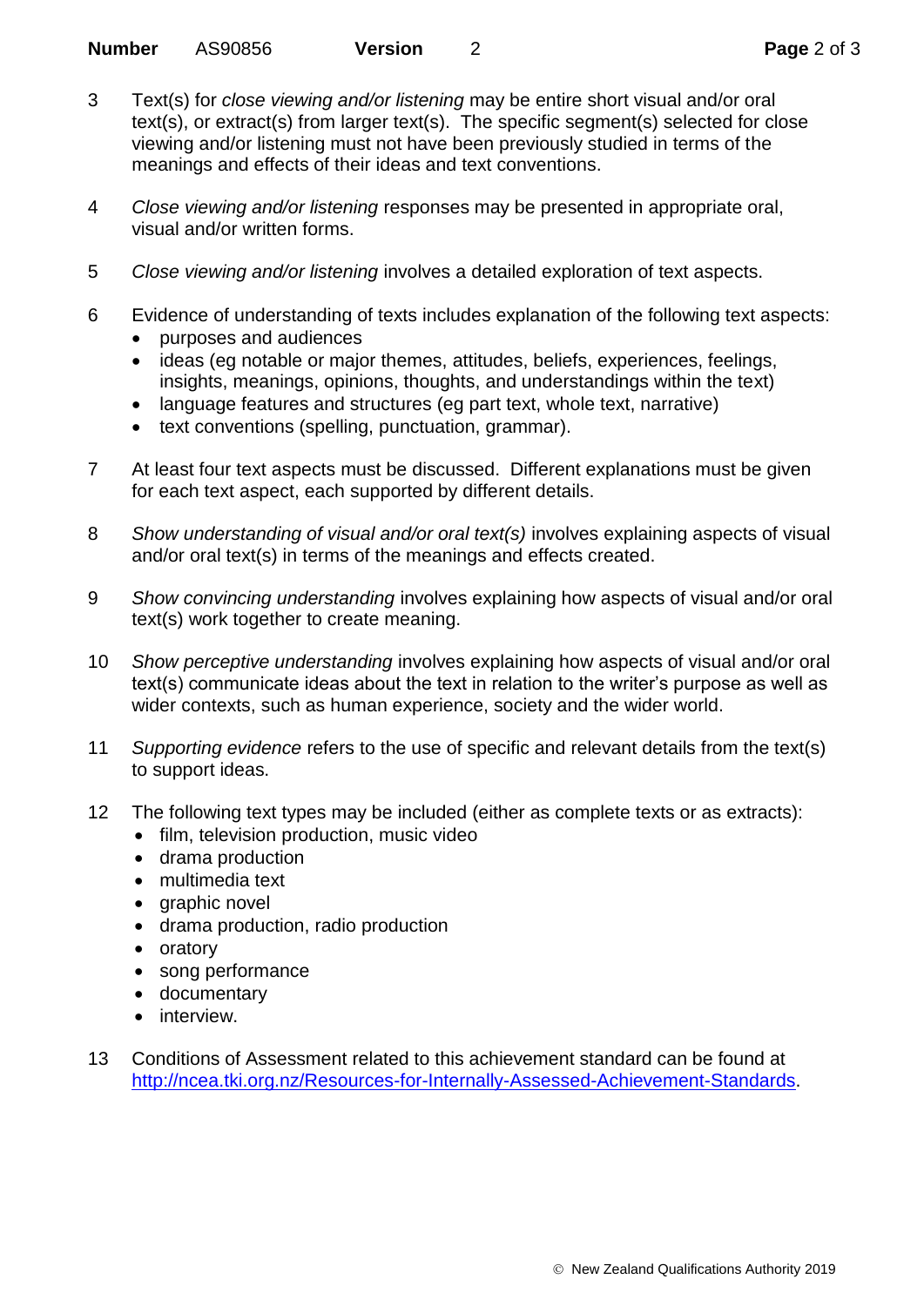3 Text(s) for *close viewing and/or listening* may be entire short visual and/or oral text(s), or extract(s) from larger text(s). The specific segment(s) selected for close viewing and/or listening must not have been previously studied in terms of the meanings and effects of their ideas and text conventions.

4 *Close viewing and/or listening* responses may be presented in appropriate oral, visual and/or written forms.

5 *Close viewing and/or listening* involves a detailed exploration of text aspects.

6 Evidence of understanding of texts includes explanation of the following text aspects:
- purposes and audiences
- ideas (eg notable or major themes, attitudes, beliefs, experiences, feelings, insights, meanings, opinions, thoughts, and understandings within the text)
- language features and structures (eg part text, whole text, narrative)
- text conventions (spelling, punctuation, grammar).

7 At least four text aspects must be discussed. Different explanations must be given for each text aspect, each supported by different details.

8 *Show understanding of visual and/or oral text(s)* involves explaining aspects of visual and/or oral text(s) in terms of the meanings and effects created.

9 *Show convincing understanding* involves explaining how aspects of visual and/or oral text(s) work together to create meaning.

10 *Show perceptive understanding* involves explaining how aspects of visual and/or oral text(s) communicate ideas about the text in relation to the writer's purpose as well as wider contexts, such as human experience, society and the wider world.

11 *Supporting evidence* refers to the use of specific and relevant details from the text(s) to support ideas.

12 The following text types may be included (either as complete texts or as extracts):
- film, television production, music video
- drama production
- multimedia text
- graphic novel
- drama production, radio production
- oratory
- song performance
- documentary
- interview.

13 Conditions of Assessment related to this achievement standard can be found at [http://ncea.tki.org.nz/Resources-for-Internally-Assessed-Achievement-Standards](http://ncea.tki.org.nz/Resources-for-Internally-Assessed-Achievement-Standards).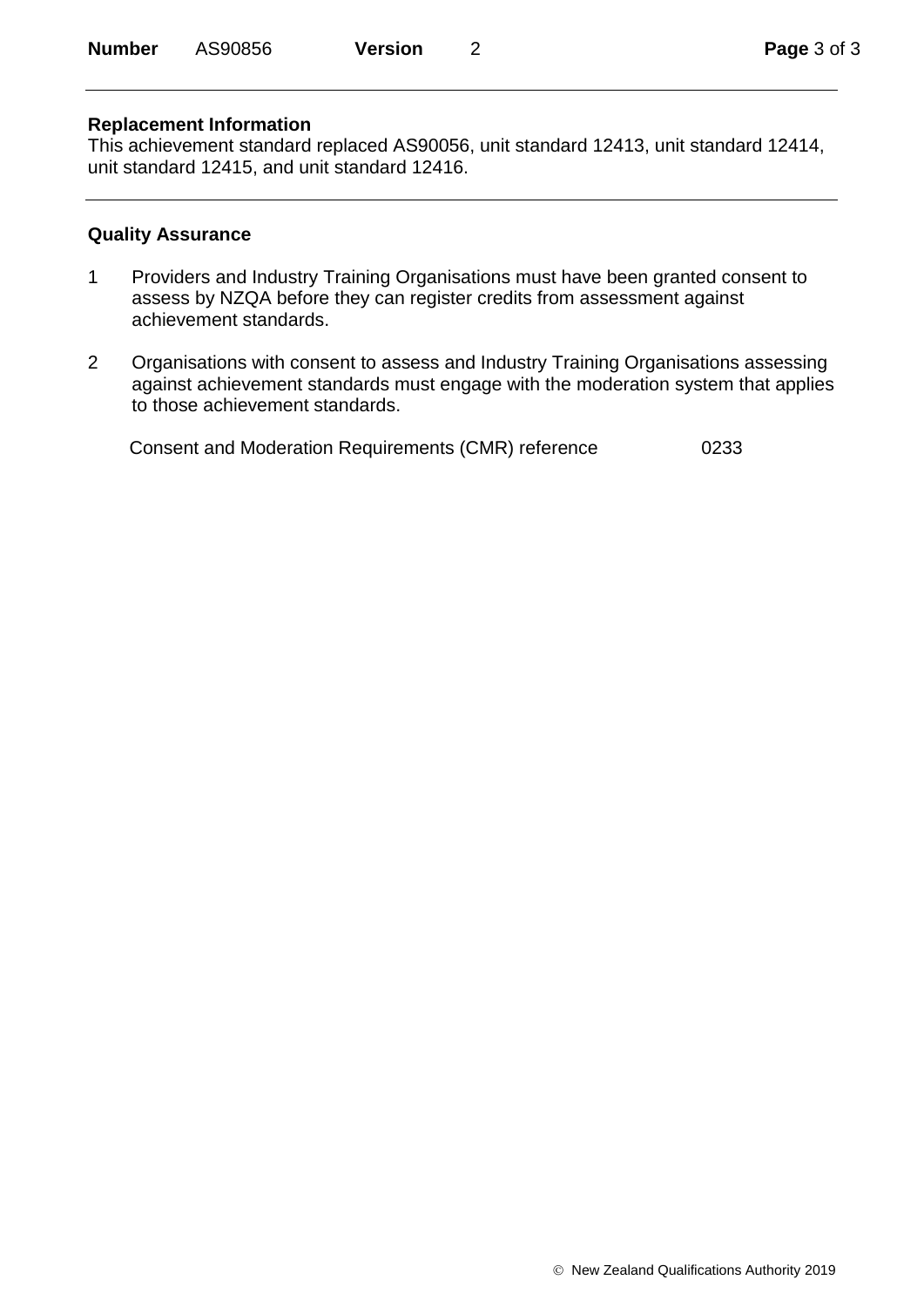**Replacement Information**

This achievement standard replaced AS90056, unit standard 12413, unit standard 12414, unit standard 12415, and unit standard 12416.

**Quality Assurance**

1. Providers and Industry Training Organisations must have been granted consent to assess by NZQA before they can register credits from assessment against achievement standards.

2. Organisations with consent to assess and Industry Training Organisations assessing against achievement standards must engage with the moderation system that applies to those achievement standards.

Consent and Moderation Requirements (CMR) reference 0233

© New Zealand Qualifications Authority 2019